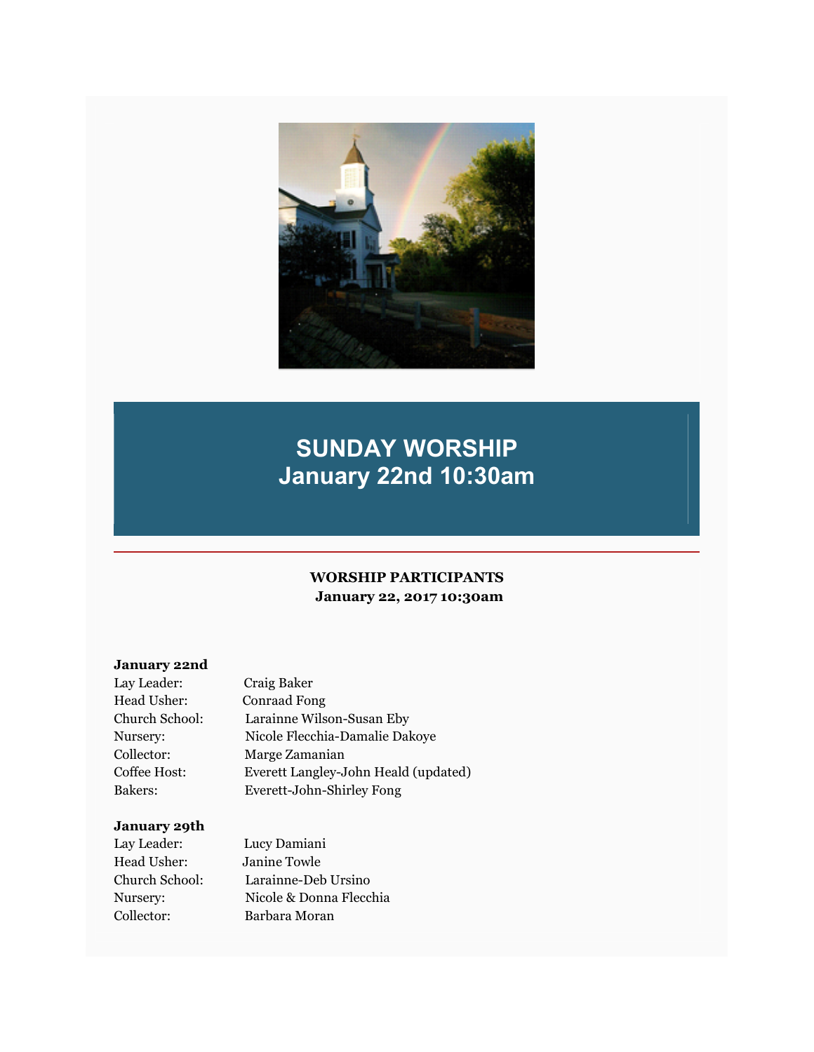# SUNDAY WORSHIP
# January 22nd 10:30am

**WORSHIP PARTICIPANTS**
**January 22, 2017 10:30am**

**January 22nd**

Lay Leader: Craig Baker
Head Usher: Conraad Fong
Church School: Larainne Wilson-Susan Eby
Nursery: Nicole Flecchia-Damalie Dakoye
Collector: Marge Zamanian
Coffee Host: Everett Langley-John Heald (updated)
Bakers: Everett-John-Shirley Fong

**January 29th**

Lay Leader: Lucy Damiani
Head Usher: Janine Towle
Church School: Larainne-Deb Ursino
Nursery: Nicole & Donna Flecchia
Collector: Barbara Moran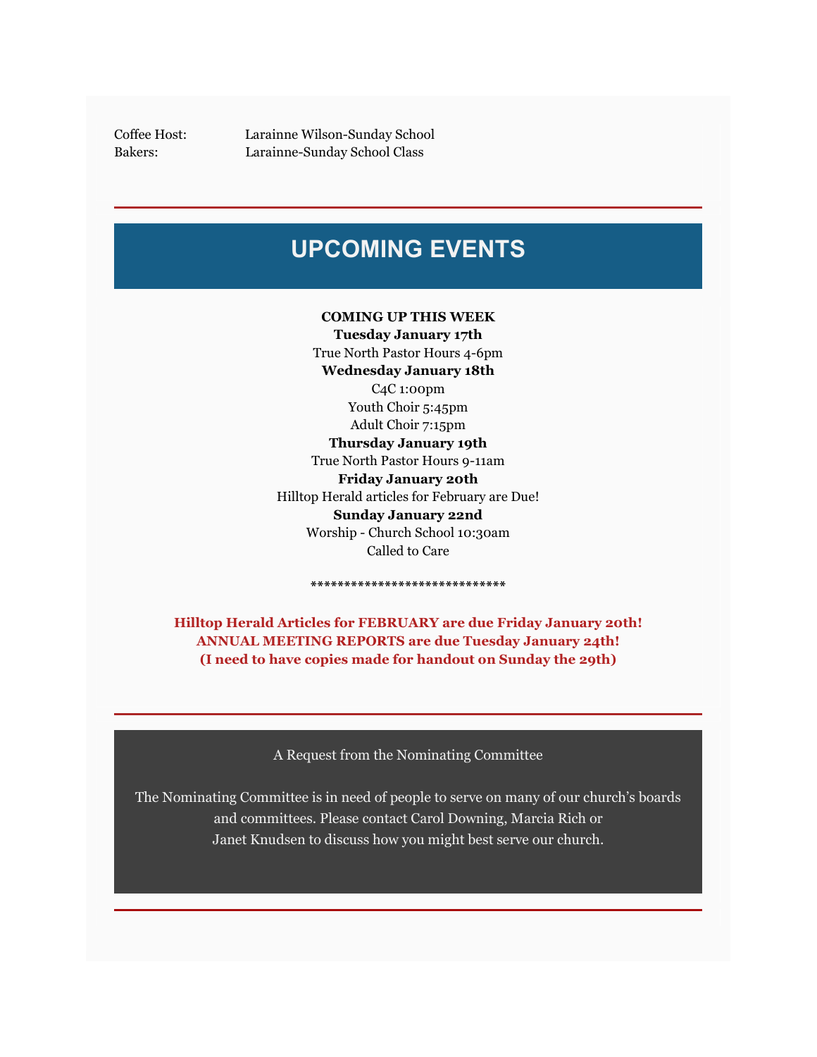Coffee Host: Larainne Wilson-Sunday School
Bakers: Larainne-Sunday School Class

---

## UPCOMING EVENTS

**COMING UP THIS WEEK**

**Tuesday January 17th**
True North Pastor Hours 4-6pm

**Wednesday January 18th**
C4C 1:00pm
Youth Choir 5:45pm
Adult Choir 7:15pm

**Thursday January 19th**
True North Pastor Hours 9-11am

**Friday January 20th**
Hilltop Herald articles for February are Due!

**Sunday January 22nd**
Worship - Church School 10:30am
Called to Care

*****************************

**Hilltop Herald Articles for FEBRUARY are due Friday January 20th!**
**ANNUAL MEETING REPORTS are due Tuesday January 24th!**
**(I need to have copies made for handout on Sunday the 29th)**

---

A Request from the Nominating Committee

The Nominating Committee is in need of people to serve on many of our church's boards and committees. Please contact Carol Downing, Marcia Rich or Janet Knudsen to discuss how you might best serve our church.

---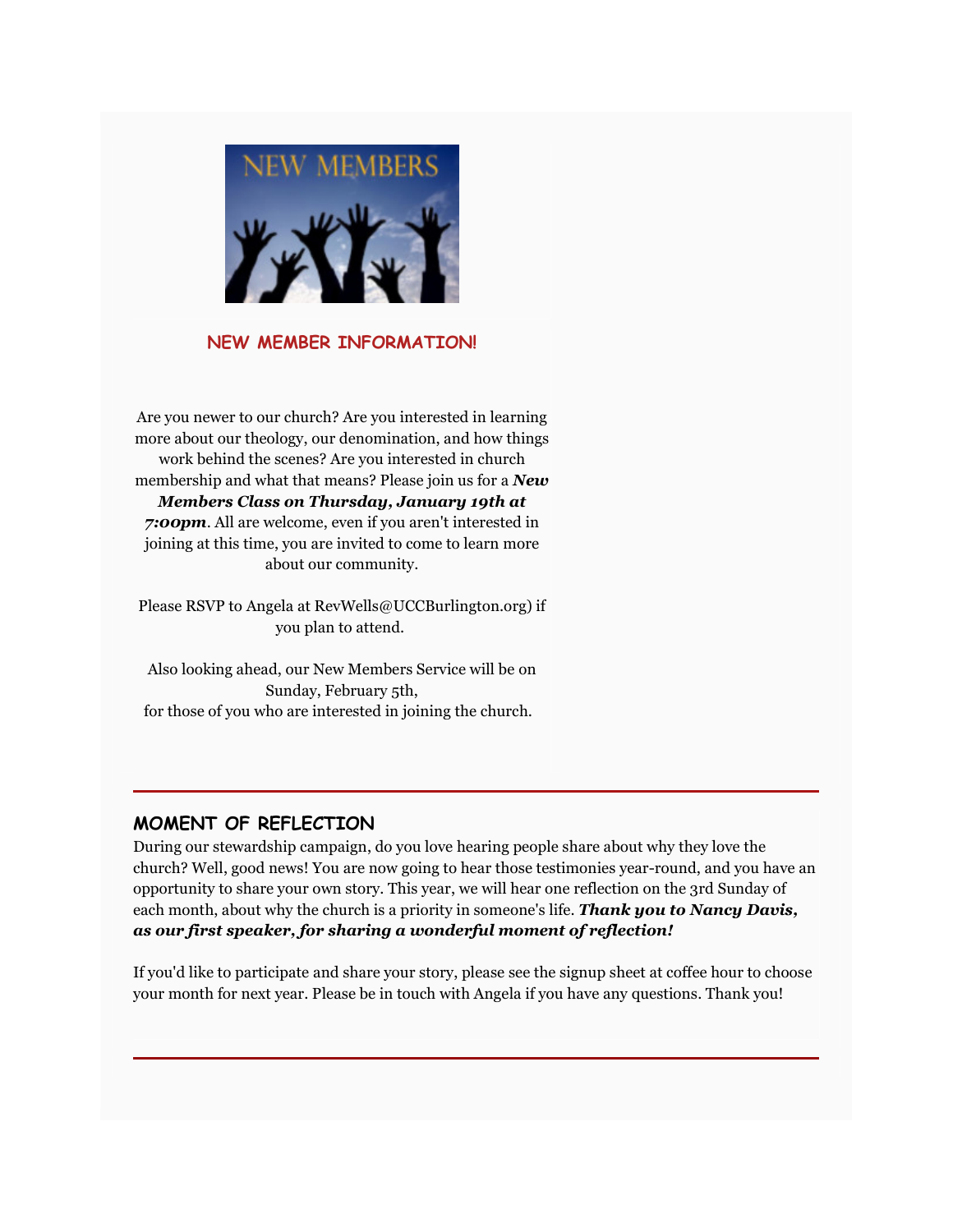## NEW MEMBER INFORMATION!

Are you newer to our church? Are you interested in learning more about our theology, our denomination, and how things work behind the scenes? Are you interested in church membership and what that means? Please join us for a ***New Members Class on Thursday, January 19th at 7:00pm***. All are welcome, even if you aren't interested in joining at this time, you are invited to come to learn more about our community.

Please RSVP to Angela at RevWells@UCCBurlington.org) if you plan to attend.

Also looking ahead, our New Members Service will be on Sunday, February 5th,
for those of you who are interested in joining the church.

---

## MOMENT OF REFLECTION

During our stewardship campaign, do you love hearing people share about why they love the church? Well, good news! You are now going to hear those testimonies year-round, and you have an opportunity to share your own story. This year, we will hear one reflection on the 3rd Sunday of each month, about why the church is a priority in someone's life. ***Thank you to Nancy Davis, as our first speaker, for sharing a wonderful moment of reflection!***

If you'd like to participate and share your story, please see the signup sheet at coffee hour to choose your month for next year. Please be in touch with Angela if you have any questions. Thank you!

---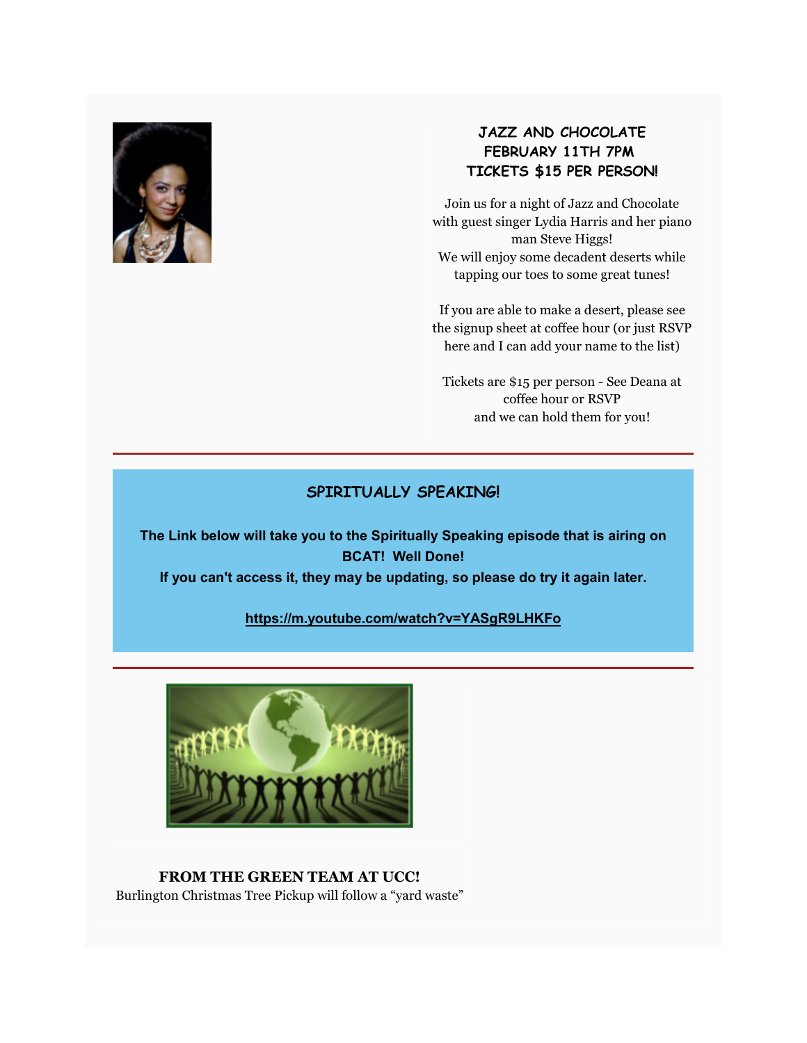## JAZZ AND CHOCOLATE
## FEBRUARY 11TH 7PM
## TICKETS $15 PER PERSON!

Join us for a night of Jazz and Chocolate with guest singer Lydia Harris and her piano man Steve Higgs!
We will enjoy some decadent deserts while tapping our toes to some great tunes!

If you are able to make a desert, please see the signup sheet at coffee hour (or just RSVP here and I can add your name to the list)

Tickets are $15 per person - See Deana at coffee hour or RSVP
and we can hold them for you!

---

## SPIRITUALLY SPEAKING!

**The Link below will take you to the Spiritually Speaking episode that is airing on BCAT! Well Done!**
**If you can't access it, they may be updating, so please do try it again later.**

**https://m.youtube.com/watch?v=YASgR9LHKFo**

---

**FROM THE GREEN TEAM AT UCC!**
Burlington Christmas Tree Pickup will follow a "yard waste"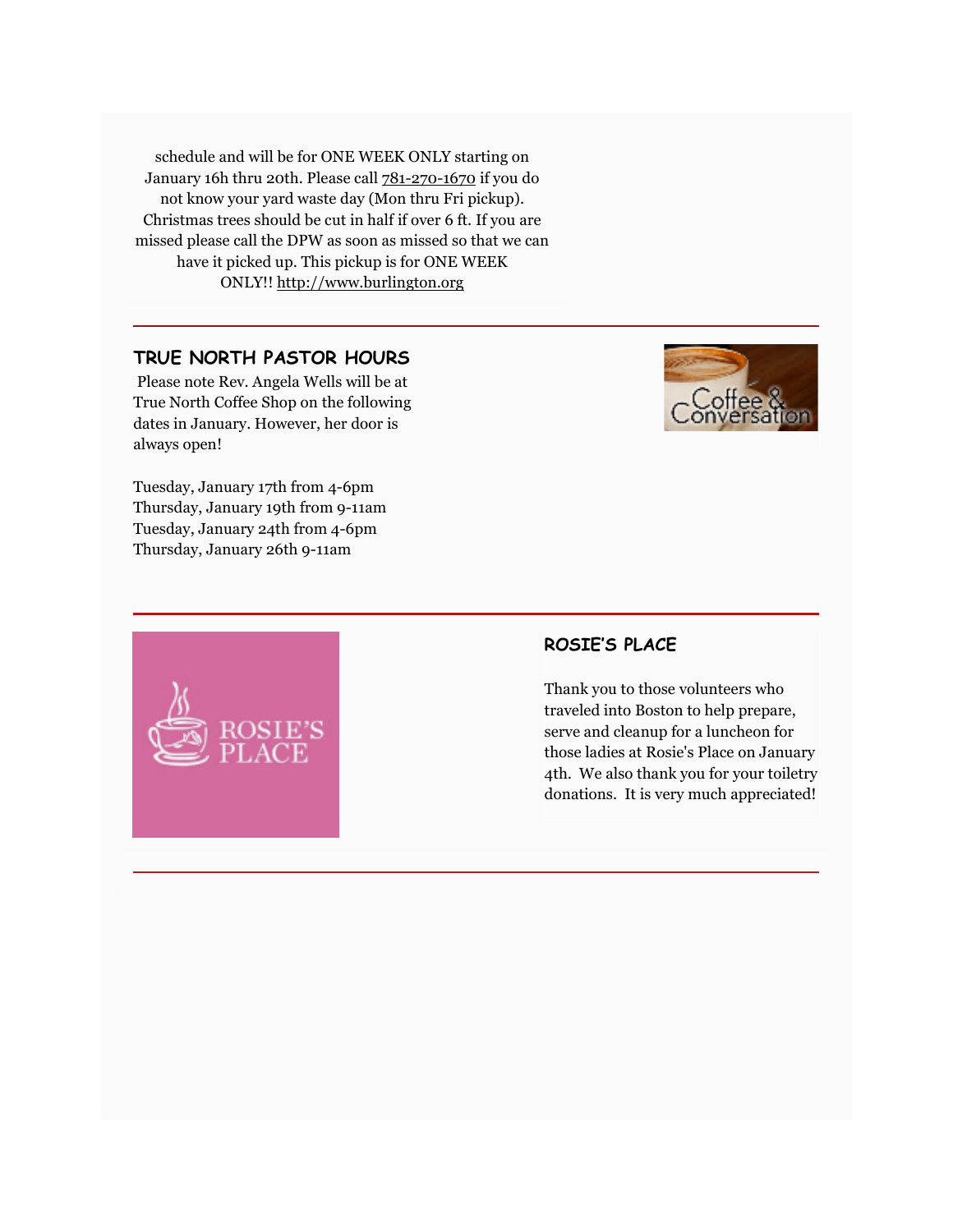schedule and will be for ONE WEEK ONLY starting on January 16h thru 20th. Please call 781-270-1670 if you do not know your yard waste day (Mon thru Fri pickup). Christmas trees should be cut in half if over 6 ft. If you are missed please call the DPW as soon as missed so that we can have it picked up. This pickup is for ONE WEEK ONLY!! http://www.burlington.org

---

## TRUE NORTH PASTOR HOURS

Please note Rev. Angela Wells will be at True North Coffee Shop on the following dates in January. However, her door is always open!

Tuesday, January 17th from 4-6pm
Thursday, January 19th from 9-11am
Tuesday, January 24th from 4-6pm
Thursday, January 26th 9-11am

---

## ROSIE'S PLACE

Thank you to those volunteers who traveled into Boston to help prepare, serve and cleanup for a luncheon for those ladies at Rosie's Place on January 4th. We also thank you for your toiletry donations. It is very much appreciated!

---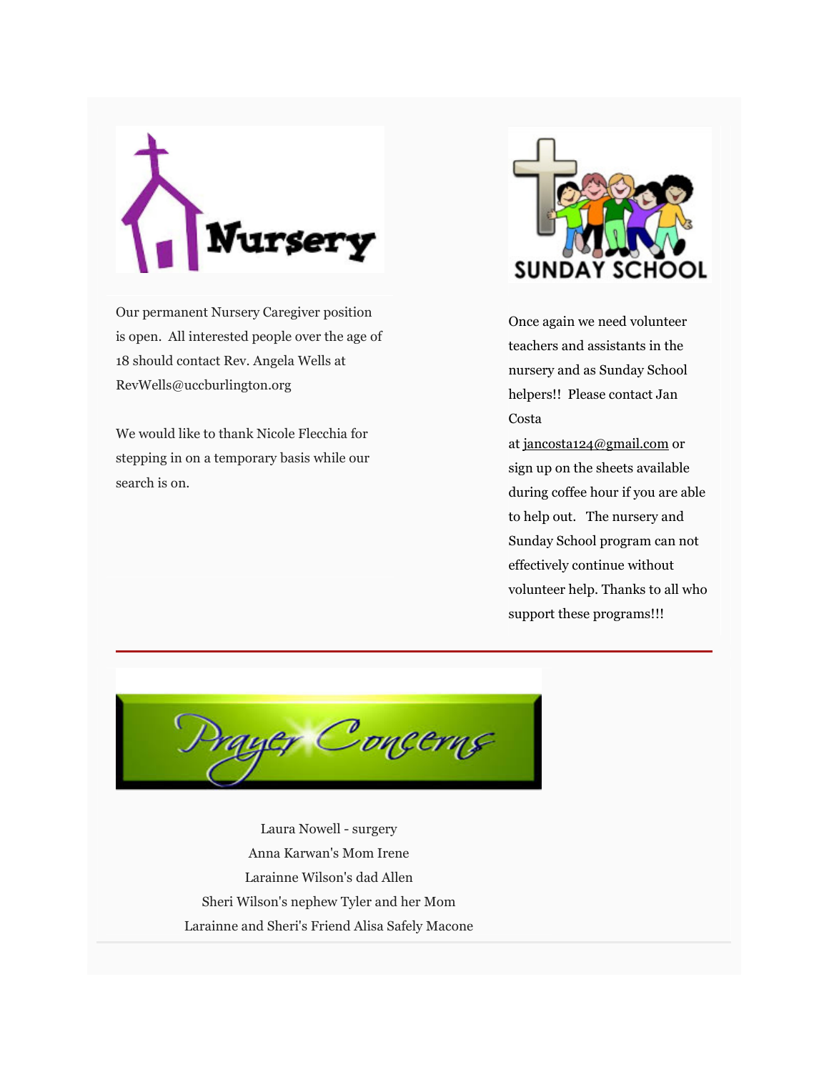## Nursery

Our permanent Nursery Caregiver position is open. All interested people over the age of 18 should contact Rev. Angela Wells at RevWells@uccburlington.org

We would like to thank Nicole Flecchia for stepping in on a temporary basis while our search is on.

## SUNDAY SCHOOL

Once again we need volunteer teachers and assistants in the nursery and as Sunday School helpers!! Please contact Jan Costa at jancosta124@gmail.com or sign up on the sheets available during coffee hour if you are able to help out. The nursery and Sunday School program can not effectively continue without volunteer help. Thanks to all who support these programs!!!

---

## Prayer Concerns

Laura Nowell - surgery
Anna Karwan's Mom Irene
Larainne Wilson's dad Allen
Sheri Wilson's nephew Tyler and her Mom
Larainne and Sheri's Friend Alisa Safely Macone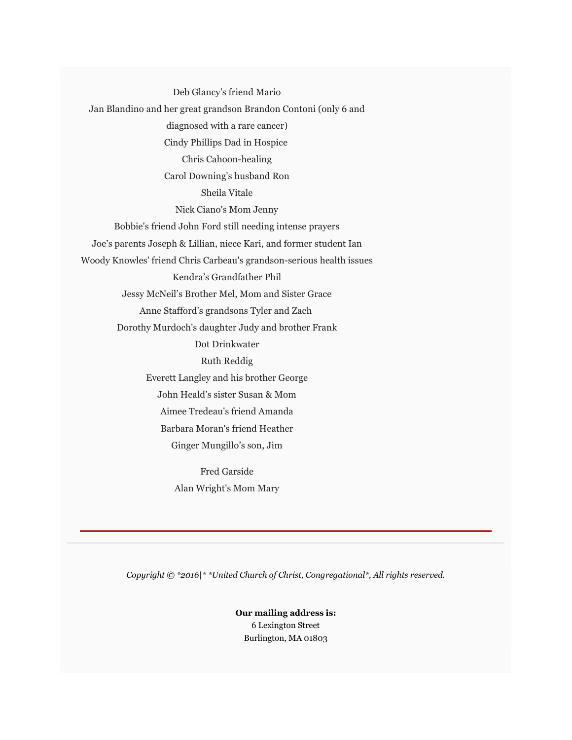Deb Glancy's friend Mario

Jan Blandino and her great grandson Brandon Contoni (only 6 and diagnosed with a rare cancer)

Cindy Phillips Dad in Hospice

Chris Cahoon-healing

Carol Downing's husband Ron

Sheila Vitale

Nick Ciano's Mom Jenny

Bobbie's friend John Ford still needing intense prayers

Joe's parents Joseph & Lillian, niece Kari, and former student Ian

Woody Knowles' friend Chris Carbeau's grandson-serious health issues

Kendra's Grandfather Phil

Jessy McNeil's Brother Mel, Mom and Sister Grace

Anne Stafford's grandsons Tyler and Zach

Dorothy Murdoch's daughter Judy and brother Frank

Dot Drinkwater

Ruth Reddig

Everett Langley and his brother George

John Heald's sister Susan & Mom

Aimee Tredeau's friend Amanda

Barbara Moran's friend Heather

Ginger Mungillo's son, Jim

Fred Garside

Alan Wright's Mom Mary

---

*Copyright © *2016|* *United Church of Christ, Congregational*, All rights reserved.*

**Our mailing address is:**
6 Lexington Street
Burlington, MA 01803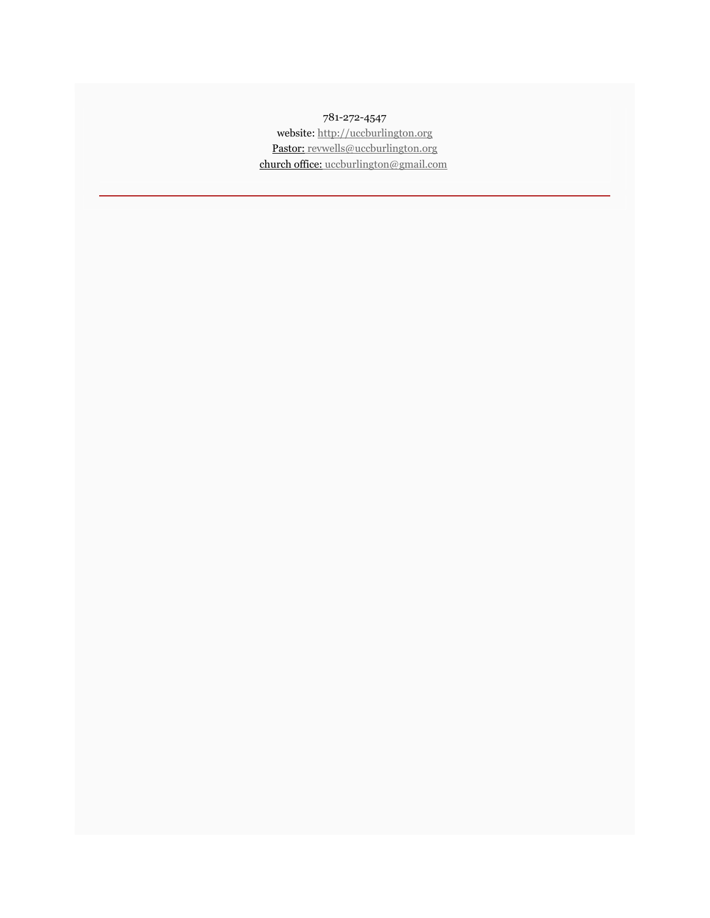781-272-4547

website: http://uccburlington.org

Pastor: revwells@uccburlington.org

church office: uccburlington@gmail.com

---